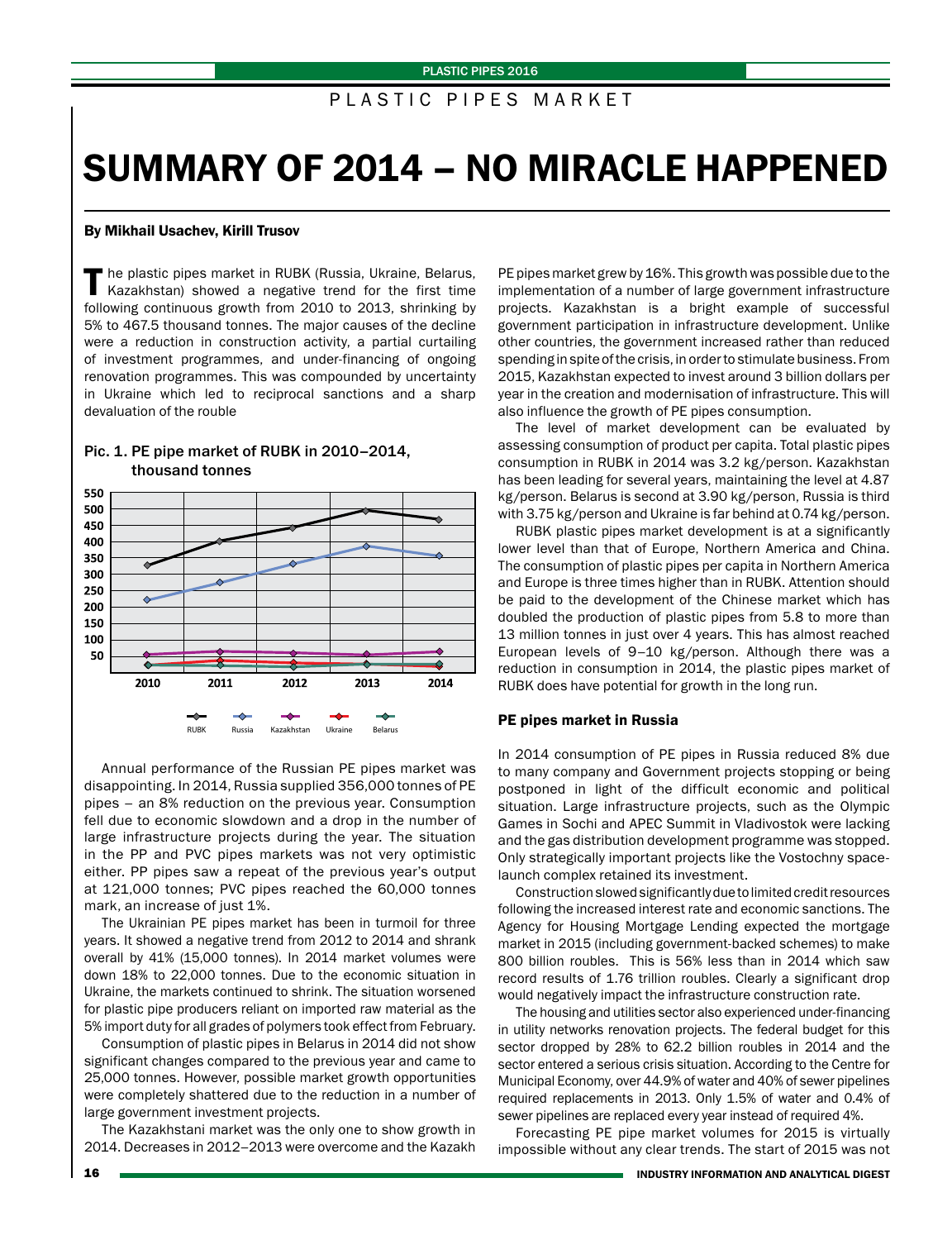# SUMMARY OF 2014 – NO MIRACLE HAPPENED

**By Mikhail Usachev, Kirill Trusov**

The plastic pipes market in RUBK (Russia, Ukraine, Belarus, Kazakhstan) showed a negative trend for the first time following continuous growth from 2010 to 2013, shrinking by 5% to 467.5 thousand tonnes. The major causes of the decline were a reduction in construction activity, a partial curtailing of investment programmes, and under-financing of ongoing renovation programmes. This was compounded by uncertainty in Ukraine which led to reciprocal sanctions and a sharp devaluation of the rouble

Pic. 1. PE pipe market of RUBK in 2010–2014, thousand tonnes

Annual performance of the Russian PE pipes market was disappointing. In 2014, Russia supplied 356,000 tonnes of PE pipes – an 8% reduction on the previous year. Consumption fell due to economic slowdown and a drop in the number of large infrastructure projects during the year. The situation in the PP and PVC pipes markets was not very optimistic either. PP pipes saw a repeat of the previous year's output at 121,000 tonnes; PVC pipes reached the 60,000 tonnes mark, an increase of just 1%.

The Ukrainian PE pipes market has been in turmoil for three years. It showed a negative trend from 2012 to 2014 and shrank overall by 41% (15,000 tonnes). In 2014 market volumes were down 18% to 22,000 tonnes. Due to the economic situation in Ukraine, the markets continued to shrink. The situation worsened for plastic pipe producers reliant on imported raw material as the 5% import duty for all grades of polymers took effect from February.

Consumption of plastic pipes in Belarus in 2014 did not show significant changes compared to the previous year and came to 25,000 tonnes. However, possible market growth opportunities were completely shattered due to the reduction in a number of large government investment projects.

The Kazakhstani market was the only one to show growth in 2014. Decreases in 2012–2013 were overcome and the Kazakh PE pipes market grew by 16%. This growth was possible due to the implementation of a number of large government infrastructure projects. Kazakhstan is a bright example of successful government participation in infrastructure development. Unlike other countries, the government increased rather than reduced spending in spite of the crisis, in order to stimulate business. From 2015, Kazakhstan expected to invest around 3 billion dollars per year in the creation and modernisation of infrastructure. This will also influence the growth of PE pipes consumption.

The level of market development can be evaluated by assessing consumption of product per capita. Total plastic pipes consumption in RUBK in 2014 was 3.2 kg/person. Kazakhstan has been leading for several years, maintaining the level at 4.87 kg/person. Belarus is second at 3.90 kg/person, Russia is third with 3.75 kg/person and Ukraine is far behind at 0.74 kg/person.

RUBK plastic pipes market development is at a significantly lower level than that of Europe, Northern America and China. The consumption of plastic pipes per capita in Northern America and Europe is three times higher than in RUBK. Attention should be paid to the development of the Chinese market which has doubled the production of plastic pipes from 5.8 to more than 13 million tonnes in just over 4 years. This has almost reached European levels of 9–10 kg/person. Although there was a reduction in consumption in 2014, the plastic pipes market of RUBK does have potential for growth in the long run.

### PE pipes market in Russia

In 2014 consumption of PE pipes in Russia reduced 8% due to many company and Government projects stopping or being postponed in light of the difficult economic and political situation. Large infrastructure projects, such as the Olympic Games in Sochi and APEC Summit in Vladivostok were lacking and the gas distribution development programme was stopped. Only strategically important projects like the Vostochny space-launch complex retained its investment.

Construction slowed significantly due to limited credit resources following the increased interest rate and economic sanctions. The Agency for Housing Mortgage Lending expected the mortgage market in 2015 (including government-backed schemes) to make 800 billion roubles. This is 56% less than in 2014 which saw record results of 1.76 trillion roubles. Clearly a significant drop would negatively impact the infrastructure construction rate.

The housing and utilities sector also experienced under-financing in utility networks renovation projects. The federal budget for this sector dropped by 28% to 62.2 billion roubles in 2014 and the sector entered a serious crisis situation. According to the Centre for Municipal Economy, over 44.9% of water and 40% of sewer pipelines required replacements in 2013. Only 1.5% of water and 0.4% of sewer pipelines are replaced every year instead of required 4%.

Forecasting PE pipe market volumes for 2015 is virtually impossible without any clear trends. The start of 2015 was not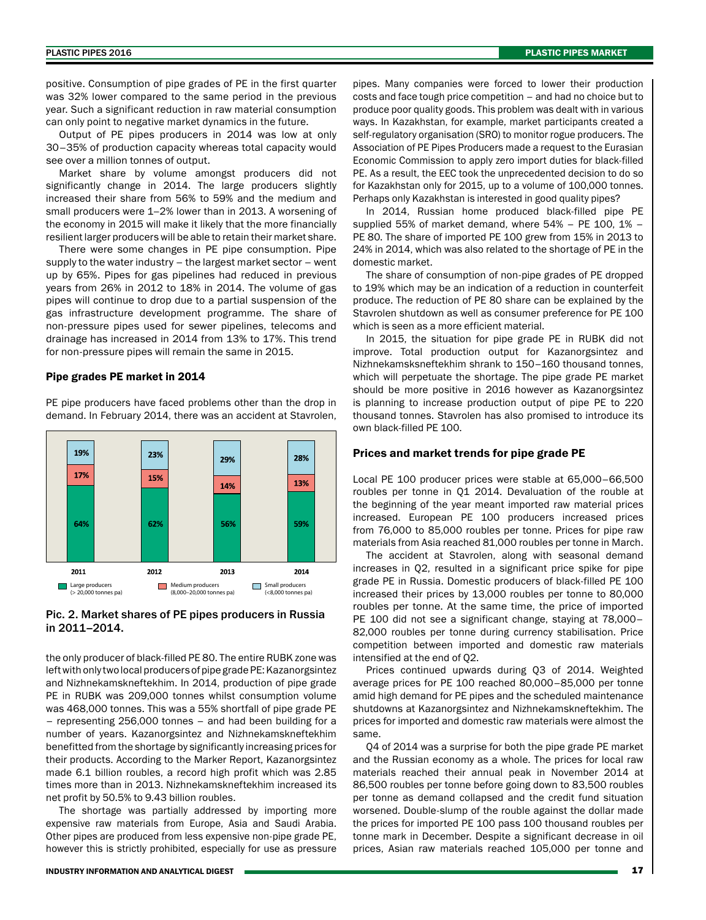positive. Consumption of pipe grades of PE in the first quarter was 32% lower compared to the same period in the previous year. Such a significant reduction in raw material consumption can only point to negative market dynamics in the future.

Output of PE pipes producers in 2014 was low at only 30–35% of production capacity whereas total capacity would see over a million tonnes of output.

Market share by volume amongst producers did not significantly change in 2014. The large producers slightly increased their share from 56% to 59% and the medium and small producers were 1–2% lower than in 2013. A worsening of the economy in 2015 will make it likely that the more financially resilient larger producers will be able to retain their market share.

There were some changes in PE pipe consumption. Pipe supply to the water industry – the largest market sector – went up by 65%. Pipes for gas pipelines had reduced in previous years from 26% in 2012 to 18% in 2014. The volume of gas pipes will continue to drop due to a partial suspension of the gas infrastructure development programme. The share of non-pressure pipes used for sewer pipelines, telecoms and drainage has increased in 2014 from 13% to 17%. This trend for non-pressure pipes will remain the same in 2015.

### Pipe grades PE market in 2014

PE pipe producers have faced problems other than the drop in demand. In February 2014, there was an accident at Stavrolen, the only producer of black-filled PE 80. The entire RUBK zone was left with only two local producers of pipe grade PE: Kazanorgsintez and Nizhnekamskneftekhim. In 2014, production of pipe grade PE in RUBK was 209,000 tonnes whilst consumption volume was 468,000 tonnes. This was a 55% shortfall of pipe grade PE – representing 256,000 tonnes – and had been building for a number of years. Kazanorgsintez and Nizhnekamskneftekhim benefitted from the shortage by significantly increasing prices for their products. According to the Marker Report, Kazanorgsintez made 6.1 billion roubles, a record high profit which was 2.85 times more than in 2013. Nizhnekamskneftekhim increased its net profit by 50.5% to 9.43 billion roubles.

| | 2011 | 2012 | 2013 | 2014 |
|---|---|---|---|---|
| Small producers (<8,000 tonnes pa) | 19% | 23% | 29% | 28% |
| Medium producers (8,000–20,000 tonnes pa) | 17% | 15% | 14% | 13% |
| Large producers (> 20,000 tonnes pa) | 64% | 62% | 56% | 59% |

**Pic. 2. Market shares of PE pipes producers in Russia in 2011–2014.**

The shortage was partially addressed by importing more expensive raw materials from Europe, Asia and Saudi Arabia. Other pipes are produced from less expensive non-pipe grade PE, however this is strictly prohibited, especially for use as pressure pipes. Many companies were forced to lower their production costs and face tough price competition – and had no choice but to produce poor quality goods. This problem was dealt with in various ways. In Kazakhstan, for example, market participants created a self-regulatory organisation (SRO) to monitor rogue producers. The Association of PE Pipes Producers made a request to the Eurasian Economic Commission to apply zero import duties for black-filled PE. As a result, the EEC took the unprecedented decision to do so for Kazakhstan only for 2015, up to a volume of 100,000 tonnes. Perhaps only Kazakhstan is interested in good quality pipes?

In 2014, Russian home produced black-filled pipe PE supplied 55% of market demand, where 54% – PE 100, 1% – PE 80. The share of imported PE 100 grew from 15% in 2013 to 24% in 2014, which was also related to the shortage of PE in the domestic market.

The share of consumption of non-pipe grades of PE dropped to 19% which may be an indication of a reduction in counterfeit produce. The reduction of PE 80 share can be explained by the Stavrolen shutdown as well as consumer preference for PE 100 which is seen as a more efficient material.

In 2015, the situation for pipe grade PE in RUBK did not improve. Total production output for Kazanorgsintez and Nizhnekamsksneftekhim shrank to 150–160 thousand tonnes, which will perpetuate the shortage. The pipe grade PE market should be more positive in 2016 however as Kazanorgsintez is planning to increase production output of pipe PE to 220 thousand tonnes. Stavrolen has also promised to introduce its own black-filled PE 100.

### Prices and market trends for pipe grade PE

Local PE 100 producer prices were stable at 65,000–66,500 roubles per tonne in Q1 2014. Devaluation of the rouble at the beginning of the year meant imported raw material prices increased. European PE 100 producers increased prices from 76,000 to 85,000 roubles per tonne. Prices for pipe raw materials from Asia reached 81,000 roubles per tonne in March.

The accident at Stavrolen, along with seasonal demand increases in Q2, resulted in a significant price spike for pipe grade PE in Russia. Domestic producers of black-filled PE 100 increased their prices by 13,000 roubles per tonne to 80,000 roubles per tonne. At the same time, the price of imported PE 100 did not see a significant change, staying at 78,000–82,000 roubles per tonne during currency stabilisation. Price competition between imported and domestic raw materials intensified at the end of Q2.

Prices continued upwards during Q3 of 2014. Weighted average prices for PE 100 reached 80,000–85,000 per tonne amid high demand for PE pipes and the scheduled maintenance shutdowns at Kazanorgsintez and Nizhnekamskneftekhim. The prices for imported and domestic raw materials were almost the same.

Q4 of 2014 was a surprise for both the pipe grade PE market and the Russian economy as a whole. The prices for local raw materials reached their annual peak in November 2014 at 86,500 roubles per tonne before going down to 83,500 roubles per tonne as demand collapsed and the credit fund situation worsened. Double-slump of the rouble against the dollar made the prices for imported PE 100 pass 100 thousand roubles per tonne mark in December. Despite a significant decrease in oil prices, Asian raw materials reached 105,000 per tonne and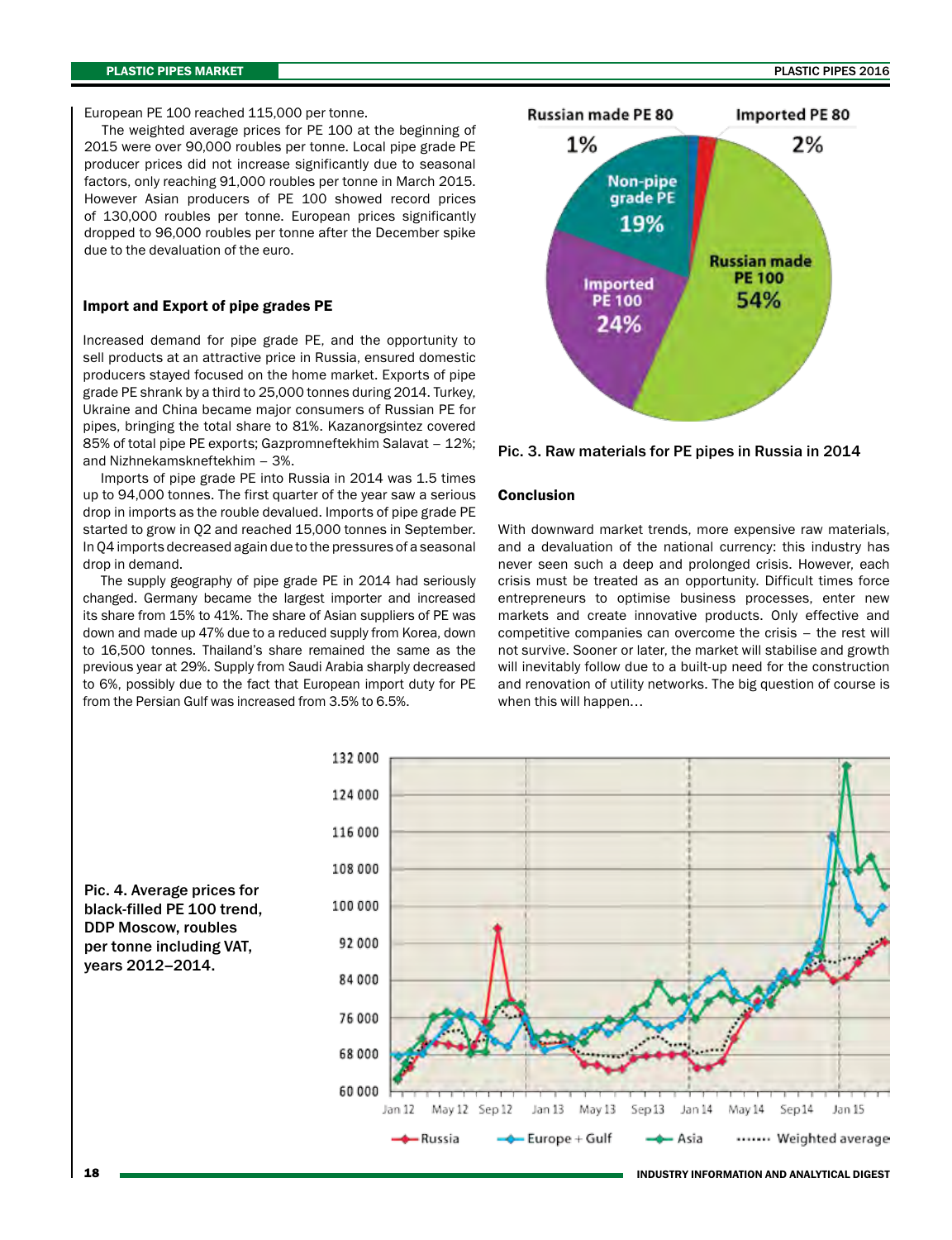European PE 100 reached 115,000 per tonne.

The weighted average prices for PE 100 at the beginning of 2015 were over 90,000 roubles per tonne. Local pipe grade PE producer prices did not increase significantly due to seasonal factors, only reaching 91,000 roubles per tonne in March 2015. However Asian producers of PE 100 showed record prices of 130,000 roubles per tonne. European prices significantly dropped to 96,000 roubles per tonne after the December spike due to the devaluation of the euro.

### Import and Export of pipe grades PE

Increased demand for pipe grade PE, and the opportunity to sell products at an attractive price in Russia, ensured domestic producers stayed focused on the home market. Exports of pipe grade PE shrank by a third to 25,000 tonnes during 2014. Turkey, Ukraine and China became major consumers of Russian PE for pipes, bringing the total share to 81%. Kazanorgsintez covered 85% of total pipe PE exports; Gazpromneftekhim Salavat – 12%; and Nizhnekamskneftekhim – 3%.

Imports of pipe grade PE into Russia in 2014 was 1.5 times up to 94,000 tonnes. The first quarter of the year saw a serious drop in imports as the rouble devalued. Imports of pipe grade PE started to grow in Q2 and reached 15,000 tonnes in September. In Q4 imports decreased again due to the pressures of a seasonal drop in demand.

The supply geography of pipe grade PE in 2014 had seriously changed. Germany became the largest importer and increased its share from 15% to 41%. The share of Asian suppliers of PE was down and made up 47% due to a reduced supply from Korea, down to 16,500 tonnes. Thailand's share remained the same as the previous year at 29%. Supply from Saudi Arabia sharply decreased to 6%, possibly due to the fact that European import duty for PE from the Persian Gulf was increased from 3.5% to 6.5%.

Russian made PE 80
1%
Imported PE 80
2%
Non-pipe grade PE
19%
Russian made PE 100
54%
Imported PE 100
24%

Pic. 3. Raw materials for PE pipes in Russia in 2014

### Conclusion

With downward market trends, more expensive raw materials, and a devaluation of the national currency: this industry has never seen such a deep and prolonged crisis. However, each crisis must be treated as an opportunity. Difficult times force entrepreneurs to optimise business processes, enter new markets and create innovative products. Only effective and competitive companies can overcome the crisis – the rest will not survive. Sooner or later, the market will stabilise and growth will inevitably follow due to a built-up need for the construction and renovation of utility networks. The big question of course is when this will happen…

132 000
124 000
116 000
108 000
100 000
92 000
84 000
76 000
68 000
60 000

Jan 12 May 12 Sep 12 Jan 13 May 13 Sep 13 Jan 14 May 14 Sep 14 Jan 15

Russia
Europe + Gulf
Asia
Weighted average

Pic. 4. Average prices for black-filled PE 100 trend, DDP Moscow, roubles per tonne including VAT, years 2012–2014.